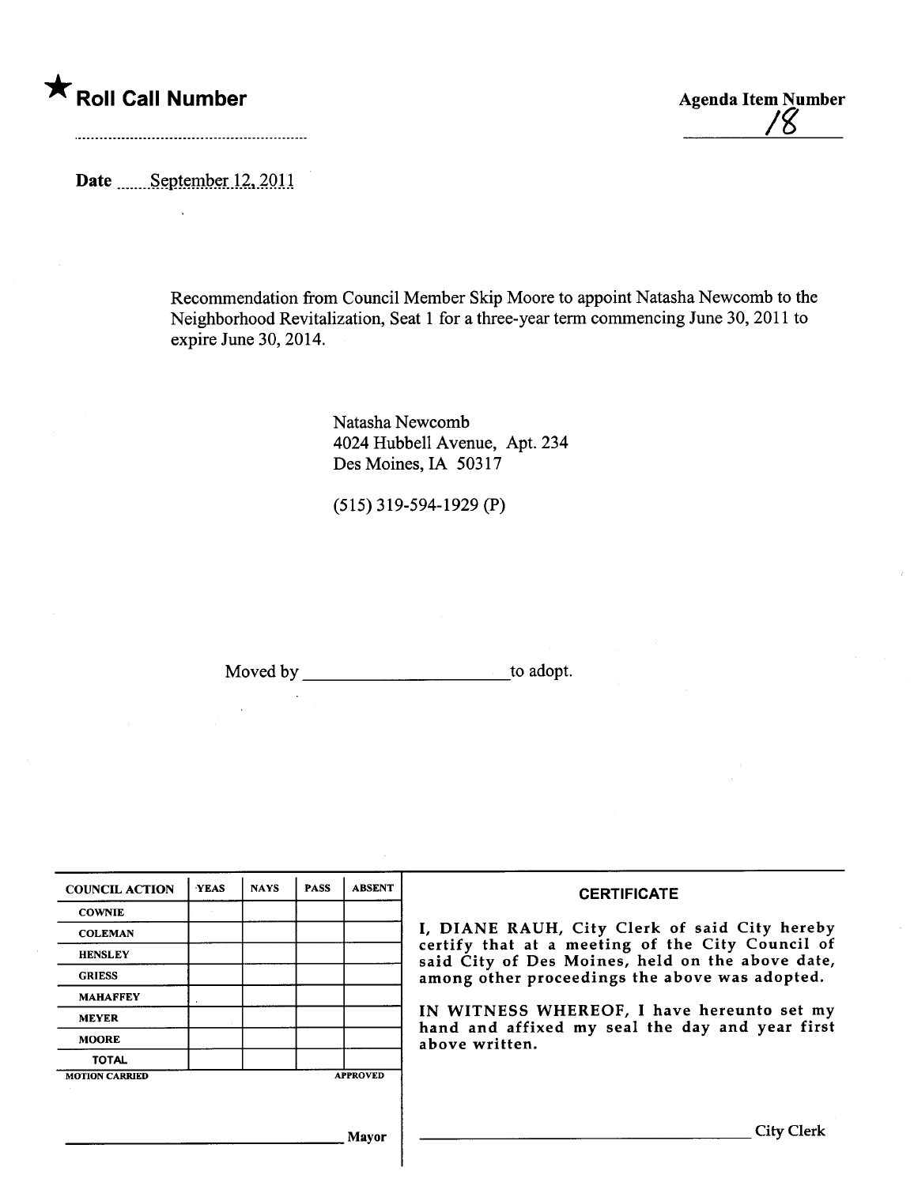★ **Roll Call Number**

**Agenda Item Number**

18

**Date** September 12, 2011

Recommendation from Council Member Skip Moore to appoint Natasha Newcomb to the Neighborhood Revitalization, Seat 1 for a three-year term commencing June 30, 2011 to expire June 30, 2014.

Natasha Newcomb
4024 Hubbell Avenue, Apt. 234
Des Moines, IA 50317

(515) 319-594-1929 (P)

Moved by ______________________ to adopt.

| COUNCIL ACTION | YEAS | NAYS | PASS | ABSENT |
|---|---|---|---|---|
| COWNIE | | | | |
| COLEMAN | | | | |
| HENSLEY | | | | |
| GRIESS | | | | |
| MAHAFFEY | | | | |
| MEYER | | | | |
| MOORE | | | | |
| TOTAL | | | | |

MOTION CARRIED APPROVED

______________________ Mayor

**CERTIFICATE**

I, DIANE RAUH, City Clerk of said City hereby certify that at a meeting of the City Council of said City of Des Moines, held on the above date, among other proceedings the above was adopted.

IN WITNESS WHEREOF, I have hereunto set my hand and affixed my seal the day and year first above written.

______________________ City Clerk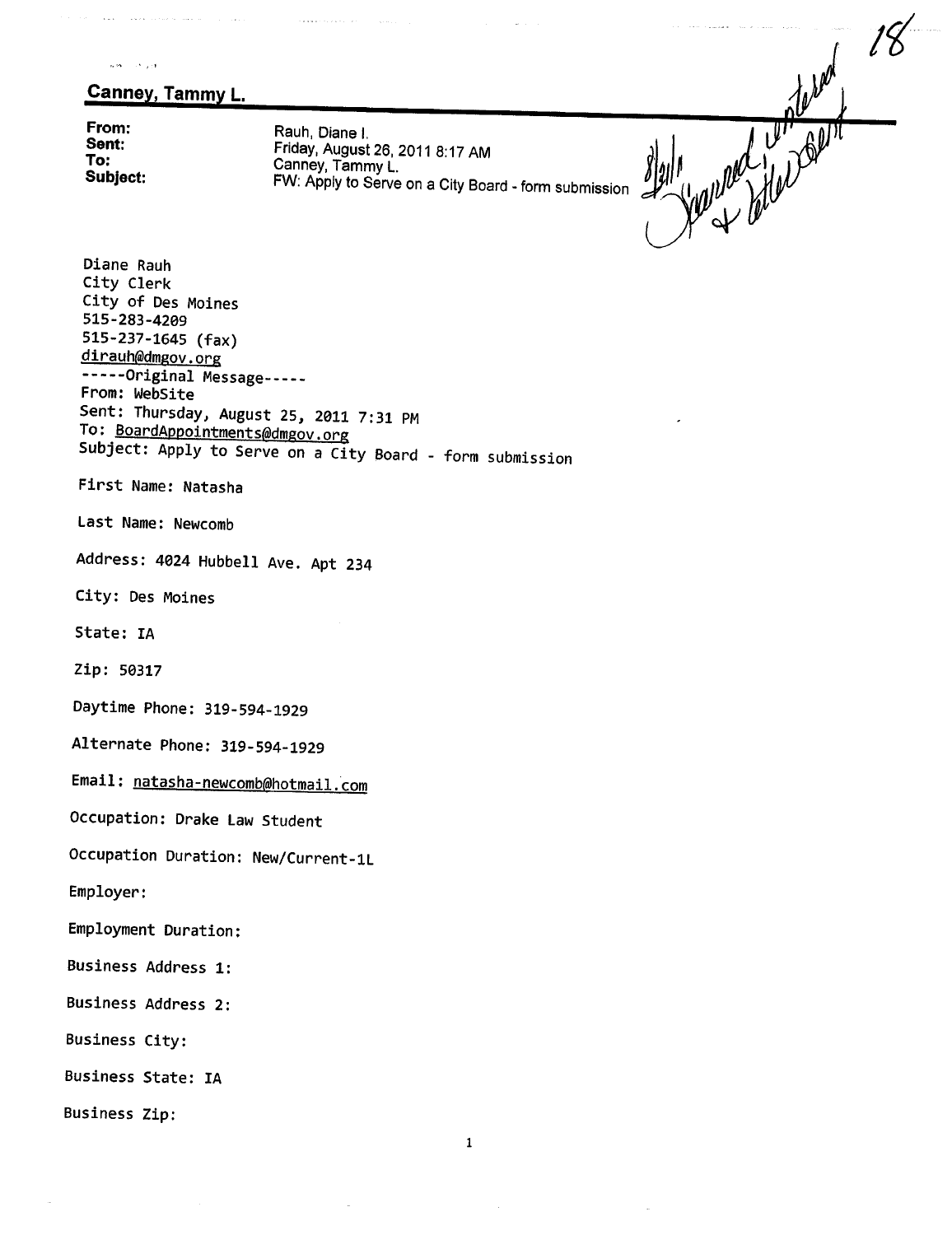**Canney, Tammy L.**

**From:** Rauh, Diane I.
**Sent:** Friday, August 26, 2011 8:17 AM
**To:** Canney, Tammy L.
**Subject:** FW: Apply to Serve on a City Board - form submission

8/31/11 Scanned, entered & letter sent

18

Diane Rauh
City Clerk
City of Des Moines
515-283-4209
515-237-1645 (fax)
dirauh@dmgov.org

-----Original Message-----
From: WebSite
Sent: Thursday, August 25, 2011 7:31 PM
To: BoardAppointments@dmgov.org
Subject: Apply to Serve on a City Board - form submission

First Name: Natasha

Last Name: Newcomb

Address: 4024 Hubbell Ave. Apt 234

City: Des Moines

State: IA

Zip: 50317

Daytime Phone: 319-594-1929

Alternate Phone: 319-594-1929

Email: natasha-newcomb@hotmail.com

Occupation: Drake Law Student

Occupation Duration: New/Current-1L

Employer:

Employment Duration:

Business Address 1:

Business Address 2:

Business City:

Business State: IA

Business Zip: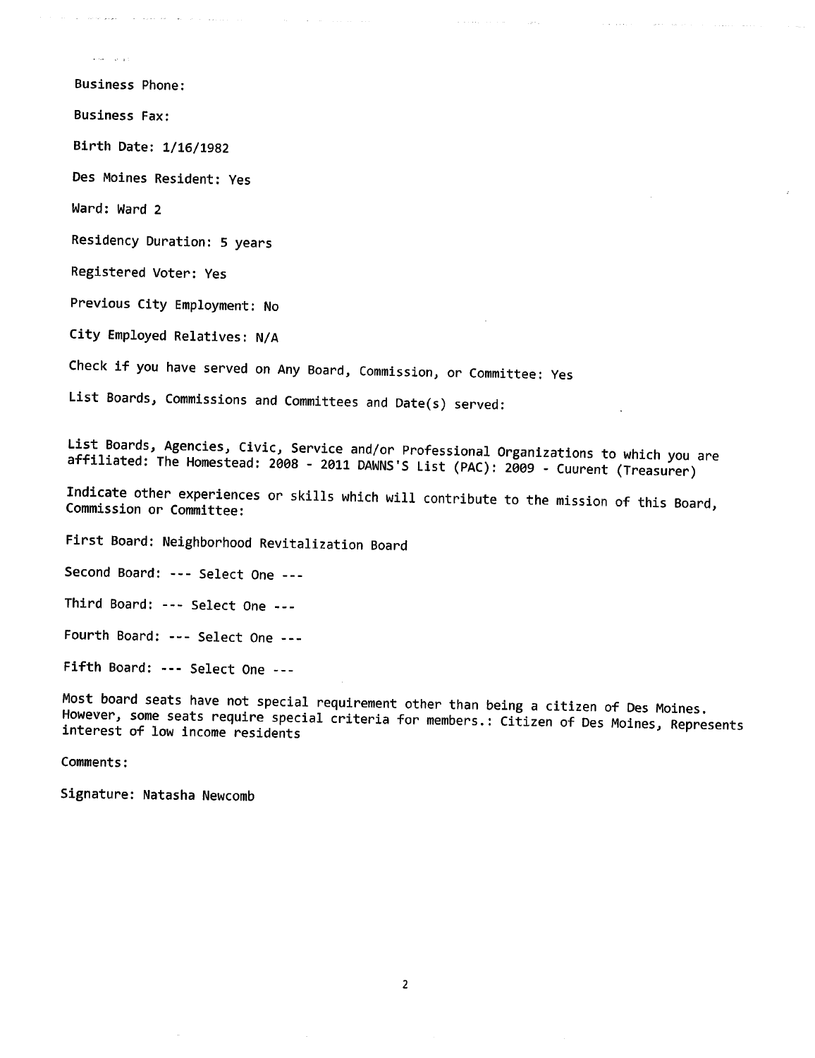Business Phone:

Business Fax:

Birth Date: 1/16/1982

Des Moines Resident: Yes

Ward: Ward 2

Residency Duration: 5 years

Registered Voter: Yes

Previous City Employment: No

City Employed Relatives: N/A

Check if you have served on Any Board, Commission, or Committee: Yes

List Boards, Commissions and Committees and Date(s) served:

List Boards, Agencies, Civic, Service and/or Professional Organizations to which you are affiliated: The Homestead: 2008 - 2011 DAWNS'S List (PAC): 2009 - Cuurent (Treasurer)

Indicate other experiences or skills which will contribute to the mission of this Board, Commission or Committee:

First Board: Neighborhood Revitalization Board

Second Board: --- Select One ---

Third Board: --- Select One ---

Fourth Board: --- Select One ---

Fifth Board: --- Select One ---

Most board seats have not special requirement other than being a citizen of Des Moines. However, some seats require special criteria for members.: Citizen of Des Moines, Represents interest of low income residents

Comments:

Signature: Natasha Newcomb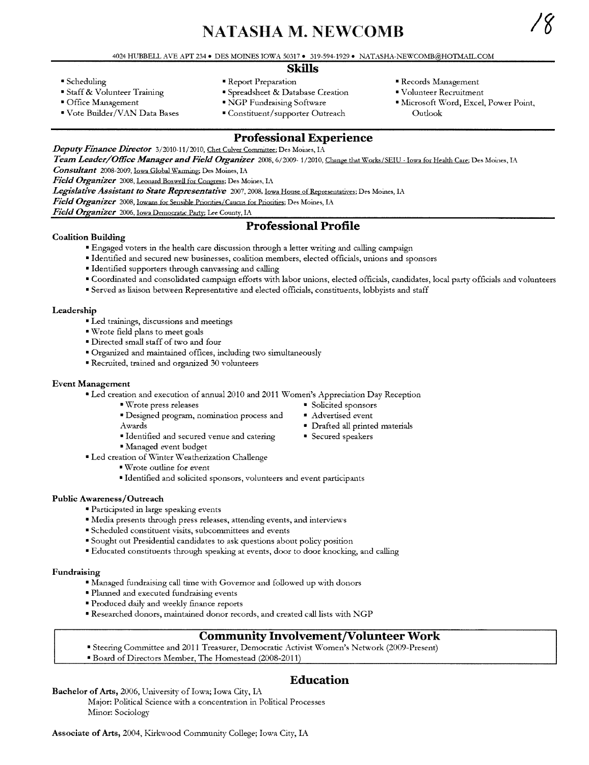# NATASHA M. NEWCOMB

4024 HUBBELL AVE APT 234 • DES MOINES IOWA 50317 • 319-594-1929 • NATASHA-NEWCOMB@HOTMAIL.COM

## Skills

- Scheduling
- Staff & Volunteer Training
- Office Management
- Vote Builder/VAN Data Bases
- Report Preparation
- Spreadsheet & Database Creation
- NGP Fundraising Software
- Constituent/supporter Outreach
- Records Management
- Volunteer Recruitment
- Microsoft Word, Excel, Power Point, Outlook

## Professional Experience

***Deputy Finance Director*** 3/2010-11/2010, Chet Culver Committee; Des Moines, IA
***Team Leader/Office Manager and Field Organizer*** 2008, 6/2009- 1/2010, Change that Works/SEIU - Iowa for Health Care; Des Moines, IA
***Consultant*** 2008-2009, Iowa Global Warming; Des Moines, IA
***Field Organizer*** 2008, Leonard Boswell for Congress; Des Moines, IA
***Legislative Assistant to State Representative*** 2007, 2008, Iowa House of Representatives; Des Moines, IA
***Field Organizer*** 2008, Iowans for Sensible Priorities/Caucus for Priorities; Des Moines, IA
***Field Organizer*** 2006, Iowa Democratic Party; Lee County, IA

## Professional Profile

**Coalition Building**

- Engaged voters in the health care discussion through a letter writing and calling campaign
- Identified and secured new businesses, coalition members, elected officials, unions and sponsors
- Identified supporters through canvassing and calling
- Coordinated and consolidated campaign efforts with labor unions, elected officials, candidates, local party officials and volunteers
- Served as liaison between Representative and elected officials, constituents, lobbyists and staff

**Leadership**

- Led trainings, discussions and meetings
- Wrote field plans to meet goals
- Directed small staff of two and four
- Organized and maintained offices, including two simultaneously
- Recruited, trained and organized 30 volunteers

**Event Management**

- Led creation and execution of annual 2010 and 2011 Women's Appreciation Day Reception
  - Wrote press releases
  - Designed program, nomination process and Awards
  - Identified and secured venue and catering
  - Managed event budget
  - Solicited sponsors
  - Advertised event
  - Drafted all printed materials
  - Secured speakers
- Led creation of Winter Weatherization Challenge
  - Wrote outline for event
  - Identified and solicited sponsors, volunteers and event participants

**Public Awareness/Outreach**

- Participated in large speaking events
- Media presents through press releases, attending events, and interviews
- Scheduled constituent visits, subcommittees and events
- Sought out Presidential candidates to ask questions about policy position
- Educated constituents through speaking at events, door to door knocking, and calling

**Fundraising**

- Managed fundraising call time with Governor and followed up with donors
- Planned and executed fundraising events
- Produced daily and weekly finance reports
- Researched donors, maintained donor records, and created call lists with NGP

## Community Involvement/Volunteer Work

- Steering Committee and 2011 Treasurer, Democratic Activist Women's Network (2009-Present)
- Board of Directors Member, The Homestead (2008-2011)

## Education

**Bachelor of Arts,** 2006, University of Iowa; Iowa City, IA
Major: Political Science with a concentration in Political Processes
Minor: Sociology

**Associate of Arts,** 2004, Kirkwood Community College; Iowa City, IA